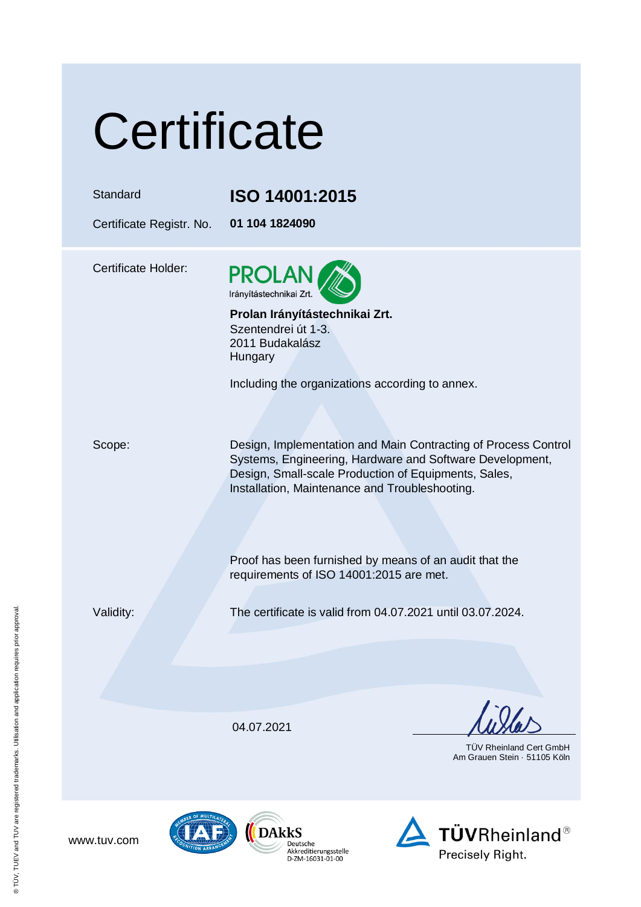# Certificate

| | |
|---|---|
| Standard | **ISO 14001:2015** |
| Certificate Registr. No. | **01 104 1824090** |

Certificate Holder:

PROLAN Irányítástechnikai Zrt.

**Prolan Irányítástechnikai Zrt.**
Szentendrei út 1-3.
2011 Budakalász
Hungary

Including the organizations according to annex.

Scope:

Design, Implementation and Main Contracting of Process Control Systems, Engineering, Hardware and Software Development, Design, Small-scale Production of Equipments, Sales, Installation, Maintenance and Troubleshooting.

Proof has been furnished by means of an audit that the requirements of ISO 14001:2015 are met.

Validity:

The certificate is valid from 04.07.2021 until 03.07.2024.

04.07.2021

TÜV Rheinland Cert GmbH
Am Grauen Stein · 51105 Köln

www.tuv.com

DAkkS Deutsche Akkreditierungsstelle D-ZM-16031-01-00

TÜVRheinland® Precisely Right.

® TÜV, TUEV and TUV are registered trademarks. Utilisation and application requires prior approval.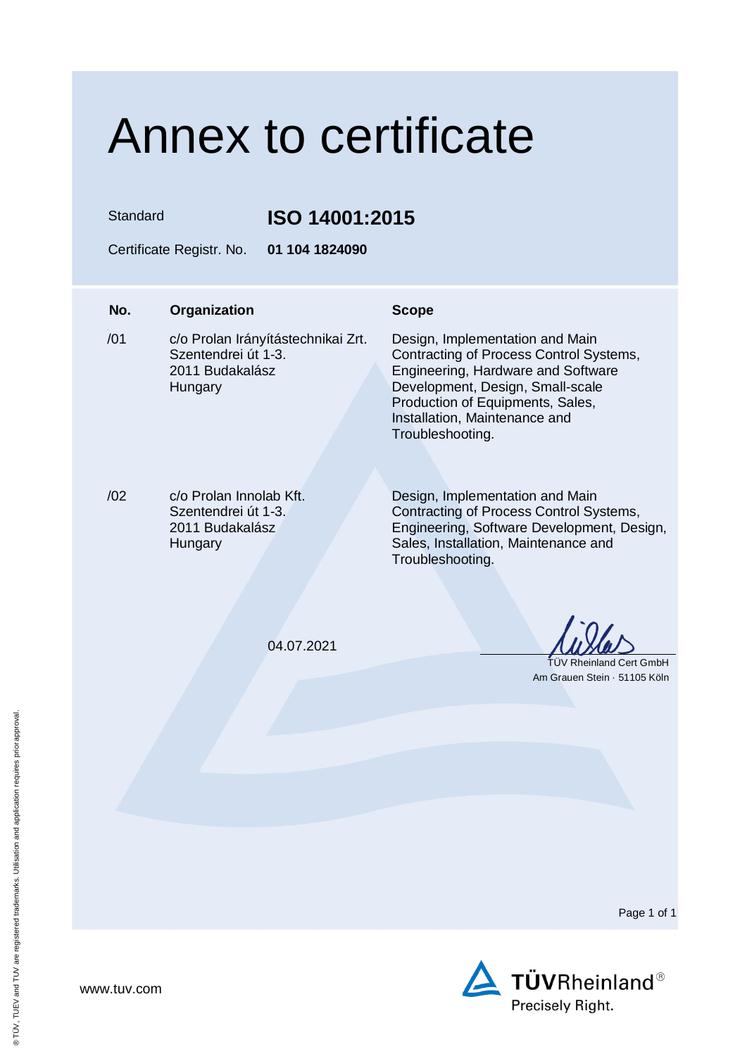# Annex to certificate

Standard **ISO 14001:2015**

Certificate Registr. No. **01 104 1824090**

| No. | Organization | Scope |
|---|---|---|
| /01 | c/o Prolan Irányítástechnikai Zrt.<br>Szentendrei út 1-3.<br>2011 Budakalász<br>Hungary | Design, Implementation and Main Contracting of Process Control Systems, Engineering, Hardware and Software Development, Design, Small-scale Production of Equipments, Sales, Installation, Maintenance and Troubleshooting. |
| /02 | c/o Prolan Innolab Kft.<br>Szentendrei út 1-3.<br>2011 Budakalász<br>Hungary | Design, Implementation and Main Contracting of Process Control Systems, Engineering, Software Development, Design, Sales, Installation, Maintenance and Troubleshooting. |

04.07.2021

TÜV Rheinland Cert GmbH
Am Grauen Stein · 51105 Köln

www.tuv.com

TÜVRheinland®
Precisely Right.

® TÜV, TUEV and TUV are registered trademarks. Utilisation and application requires prior approval.